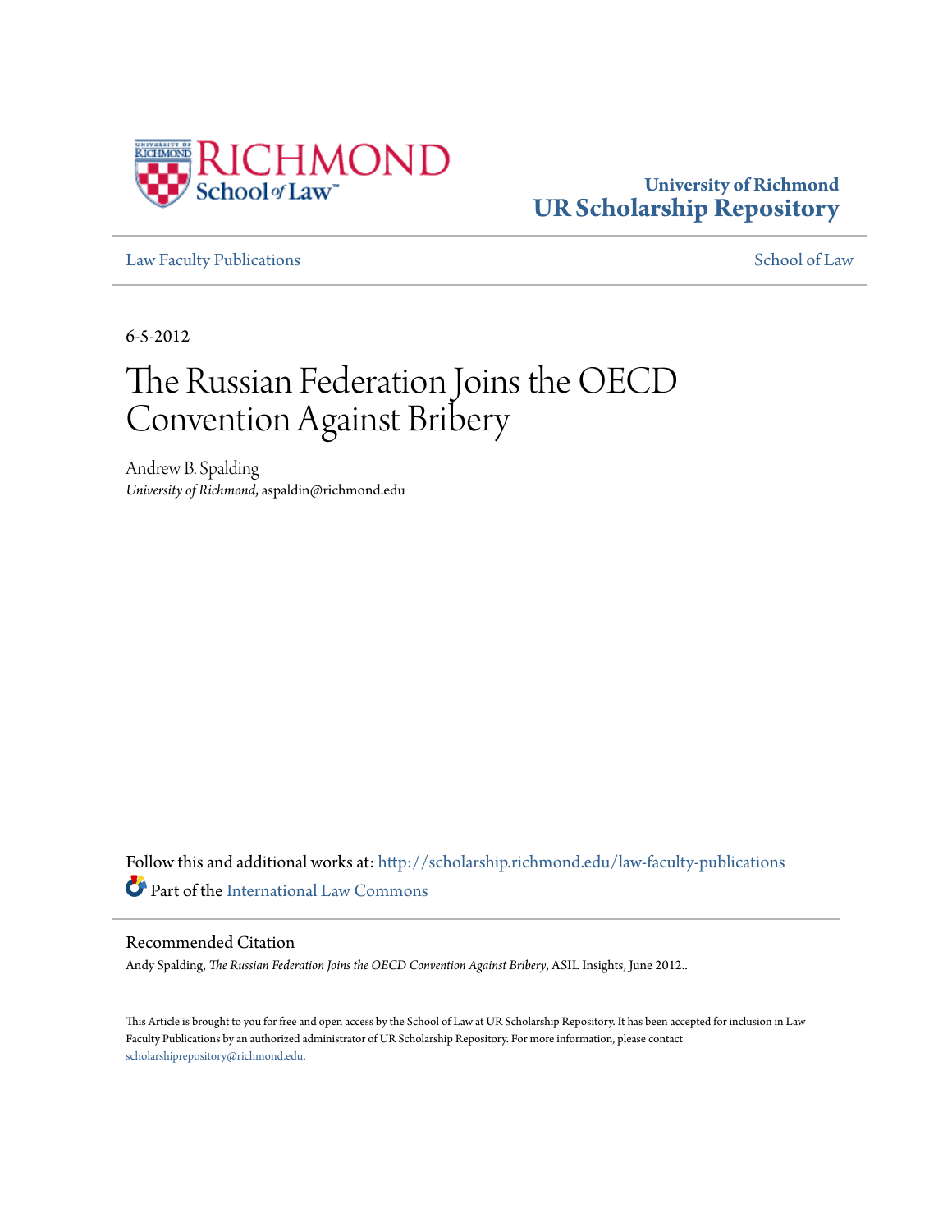University of Richmond
UR Scholarship Repository

Law Faculty Publications | School of Law

6-5-2012

# The Russian Federation Joins the OECD Convention Against Bribery

Andrew B. Spalding
*University of Richmond*, aspaldin@richmond.edu

Follow this and additional works at: http://scholarship.richmond.edu/law-faculty-publications

Part of the International Law Commons

## Recommended Citation

Andy Spalding, *The Russian Federation Joins the OECD Convention Against Bribery*, ASIL Insights, June 2012..

This Article is brought to you for free and open access by the School of Law at UR Scholarship Repository. It has been accepted for inclusion in Law Faculty Publications by an authorized administrator of UR Scholarship Repository. For more information, please contact scholarshiprepository@richmond.edu.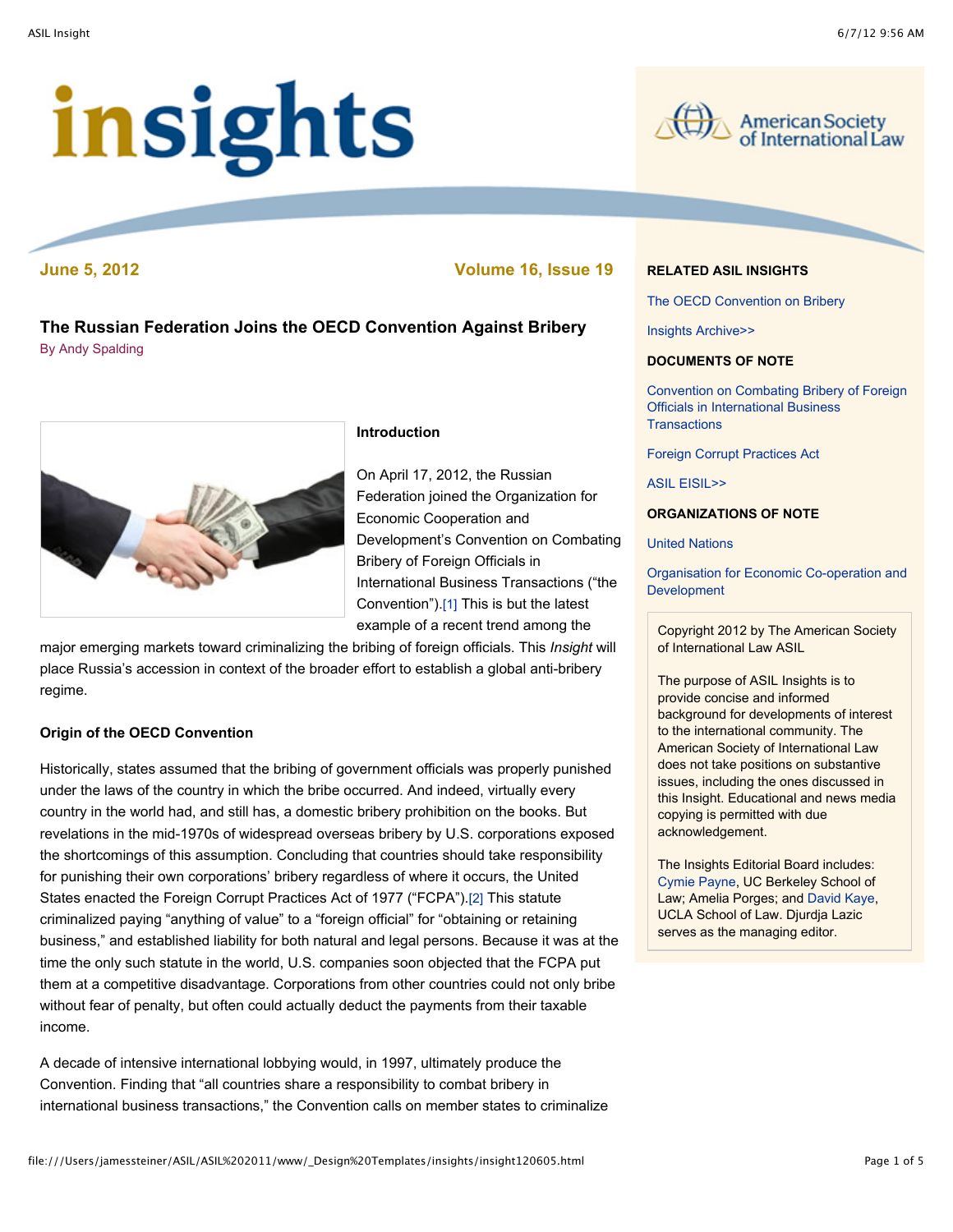# insights

**June 5, 2012** **Volume 16, Issue 19**

## The Russian Federation Joins the OECD Convention Against Bribery

By Andy Spalding

### Introduction

On April 17, 2012, the Russian Federation joined the Organization for Economic Cooperation and Development's Convention on Combating Bribery of Foreign Officials in International Business Transactions ("the Convention").[1] This is but the latest example of a recent trend among the major emerging markets toward criminalizing the bribing of foreign officials. This *Insight* will place Russia's accession in context of the broader effort to establish a global anti-bribery regime.

### Origin of the OECD Convention

Historically, states assumed that the bribing of government officials was properly punished under the laws of the country in which the bribe occurred. And indeed, virtually every country in the world had, and still has, a domestic bribery prohibition on the books. But revelations in the mid-1970s of widespread overseas bribery by U.S. corporations exposed the shortcomings of this assumption. Concluding that countries should take responsibility for punishing their own corporations' bribery regardless of where it occurs, the United States enacted the Foreign Corrupt Practices Act of 1977 ("FCPA").[2] This statute criminalized paying "anything of value" to a "foreign official" for "obtaining or retaining business," and established liability for both natural and legal persons. Because it was at the time the only such statute in the world, U.S. companies soon objected that the FCPA put them at a competitive disadvantage. Corporations from other countries could not only bribe without fear of penalty, but often could actually deduct the payments from their taxable income.

A decade of intensive international lobbying would, in 1997, ultimately produce the Convention. Finding that "all countries share a responsibility to combat bribery in international business transactions," the Convention calls on member states to criminalize

**RELATED ASIL INSIGHTS**

The OECD Convention on Bribery

Insights Archive>>

**DOCUMENTS OF NOTE**

Convention on Combating Bribery of Foreign Officials in International Business Transactions

Foreign Corrupt Practices Act

ASIL EISIL>>

**ORGANIZATIONS OF NOTE**

United Nations

Organisation for Economic Co-operation and Development

Copyright 2012 by The American Society of International Law ASIL

The purpose of ASIL Insights is to provide concise and informed background for developments of interest to the international community. The American Society of International Law does not take positions on substantive issues, including the ones discussed in this Insight. Educational and news media copying is permitted with due acknowledgement.

The Insights Editorial Board includes: Cymie Payne, UC Berkeley School of Law; Amelia Porges; and David Kaye, UCLA School of Law. Djurdja Lazic serves as the managing editor.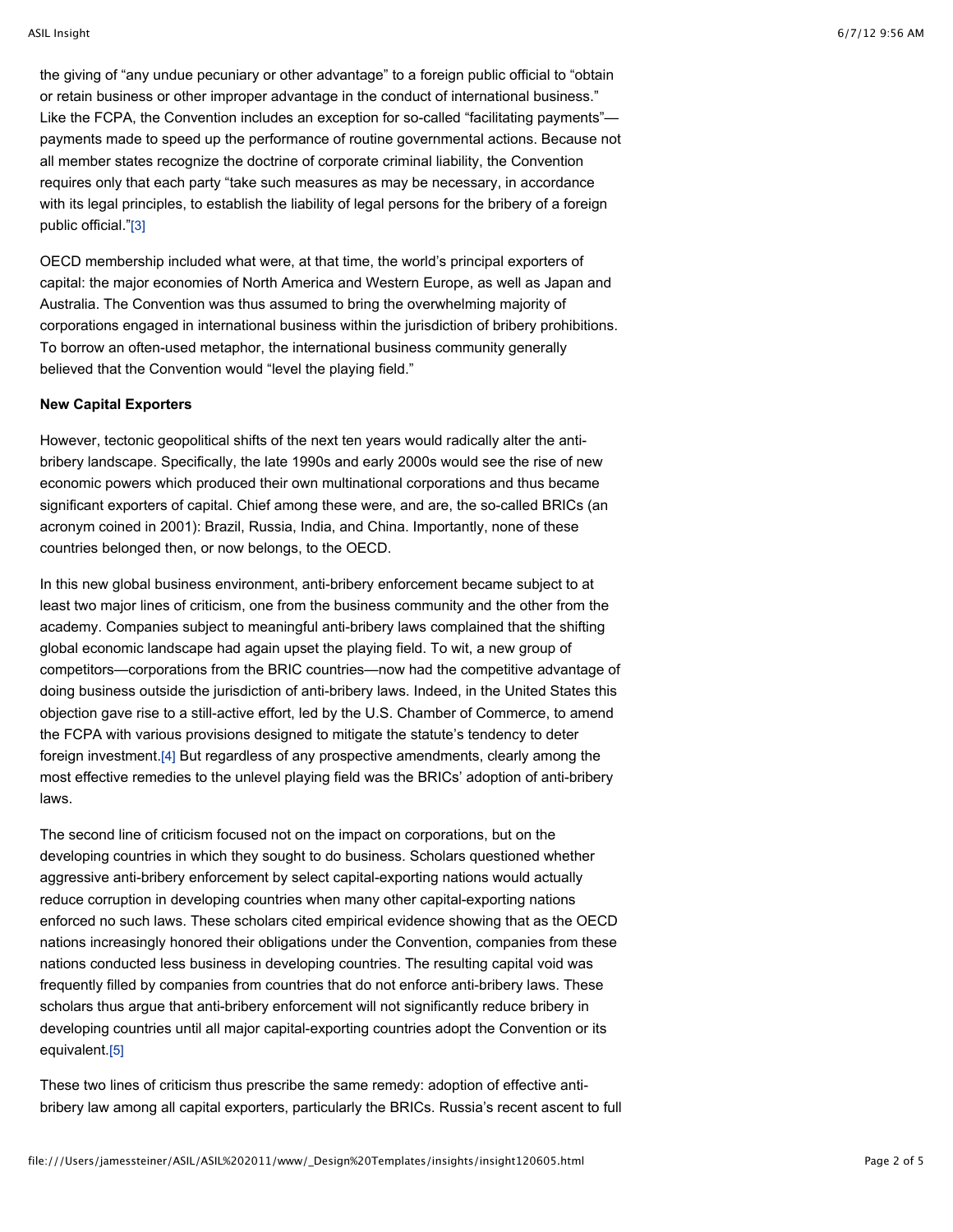the giving of "any undue pecuniary or other advantage" to a foreign public official to "obtain or retain business or other improper advantage in the conduct of international business." Like the FCPA, the Convention includes an exception for so-called "facilitating payments"—payments made to speed up the performance of routine governmental actions. Because not all member states recognize the doctrine of corporate criminal liability, the Convention requires only that each party "take such measures as may be necessary, in accordance with its legal principles, to establish the liability of legal persons for the bribery of a foreign public official."[3]

OECD membership included what were, at that time, the world's principal exporters of capital: the major economies of North America and Western Europe, as well as Japan and Australia. The Convention was thus assumed to bring the overwhelming majority of corporations engaged in international business within the jurisdiction of bribery prohibitions. To borrow an often-used metaphor, the international business community generally believed that the Convention would "level the playing field."

**New Capital Exporters**

However, tectonic geopolitical shifts of the next ten years would radically alter the anti-bribery landscape. Specifically, the late 1990s and early 2000s would see the rise of new economic powers which produced their own multinational corporations and thus became significant exporters of capital. Chief among these were, and are, the so-called BRICs (an acronym coined in 2001): Brazil, Russia, India, and China. Importantly, none of these countries belonged then, or now belongs, to the OECD.

In this new global business environment, anti-bribery enforcement became subject to at least two major lines of criticism, one from the business community and the other from the academy. Companies subject to meaningful anti-bribery laws complained that the shifting global economic landscape had again upset the playing field. To wit, a new group of competitors—corporations from the BRIC countries—now had the competitive advantage of doing business outside the jurisdiction of anti-bribery laws. Indeed, in the United States this objection gave rise to a still-active effort, led by the U.S. Chamber of Commerce, to amend the FCPA with various provisions designed to mitigate the statute's tendency to deter foreign investment.[4] But regardless of any prospective amendments, clearly among the most effective remedies to the unlevel playing field was the BRICs' adoption of anti-bribery laws.

The second line of criticism focused not on the impact on corporations, but on the developing countries in which they sought to do business. Scholars questioned whether aggressive anti-bribery enforcement by select capital-exporting nations would actually reduce corruption in developing countries when many other capital-exporting nations enforced no such laws. These scholars cited empirical evidence showing that as the OECD nations increasingly honored their obligations under the Convention, companies from these nations conducted less business in developing countries. The resulting capital void was frequently filled by companies from countries that do not enforce anti-bribery laws. These scholars thus argue that anti-bribery enforcement will not significantly reduce bribery in developing countries until all major capital-exporting countries adopt the Convention or its equivalent.[5]

These two lines of criticism thus prescribe the same remedy: adoption of effective anti-bribery law among all capital exporters, particularly the BRICs. Russia's recent ascent to full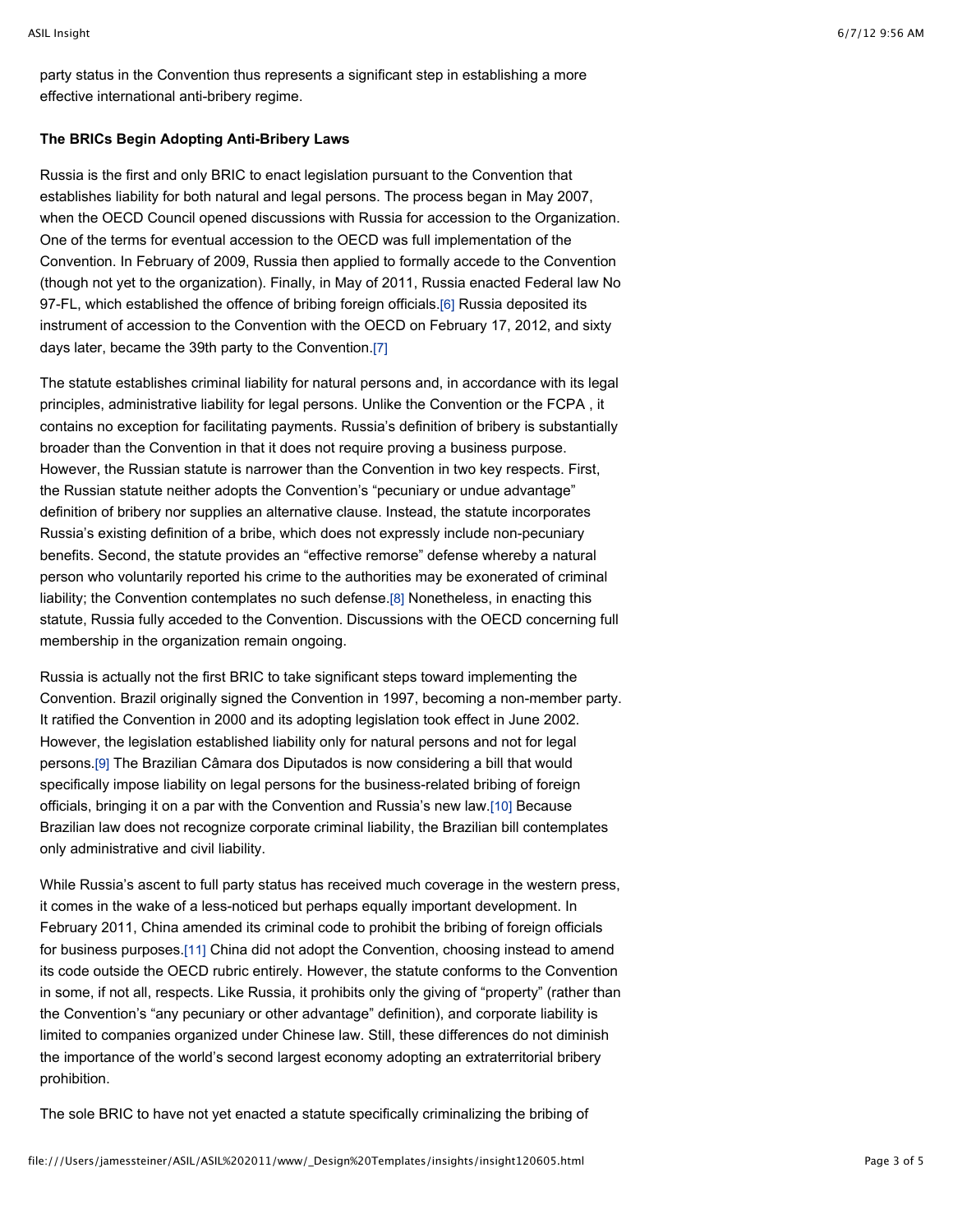party status in the Convention thus represents a significant step in establishing a more effective international anti-bribery regime.

**The BRICs Begin Adopting Anti-Bribery Laws**

Russia is the first and only BRIC to enact legislation pursuant to the Convention that establishes liability for both natural and legal persons. The process began in May 2007, when the OECD Council opened discussions with Russia for accession to the Organization. One of the terms for eventual accession to the OECD was full implementation of the Convention. In February of 2009, Russia then applied to formally accede to the Convention (though not yet to the organization). Finally, in May of 2011, Russia enacted Federal law No 97-FL, which established the offence of bribing foreign officials.[6] Russia deposited its instrument of accession to the Convention with the OECD on February 17, 2012, and sixty days later, became the 39th party to the Convention.[7]

The statute establishes criminal liability for natural persons and, in accordance with its legal principles, administrative liability for legal persons. Unlike the Convention or the FCPA , it contains no exception for facilitating payments. Russia's definition of bribery is substantially broader than the Convention in that it does not require proving a business purpose. However, the Russian statute is narrower than the Convention in two key respects. First, the Russian statute neither adopts the Convention's "pecuniary or undue advantage" definition of bribery nor supplies an alternative clause. Instead, the statute incorporates Russia's existing definition of a bribe, which does not expressly include non-pecuniary benefits. Second, the statute provides an "effective remorse" defense whereby a natural person who voluntarily reported his crime to the authorities may be exonerated of criminal liability; the Convention contemplates no such defense.[8] Nonetheless, in enacting this statute, Russia fully acceded to the Convention. Discussions with the OECD concerning full membership in the organization remain ongoing.

Russia is actually not the first BRIC to take significant steps toward implementing the Convention. Brazil originally signed the Convention in 1997, becoming a non-member party. It ratified the Convention in 2000 and its adopting legislation took effect in June 2002. However, the legislation established liability only for natural persons and not for legal persons.[9] The Brazilian Câmara dos Diputados is now considering a bill that would specifically impose liability on legal persons for the business-related bribing of foreign officials, bringing it on a par with the Convention and Russia's new law.[10] Because Brazilian law does not recognize corporate criminal liability, the Brazilian bill contemplates only administrative and civil liability.

While Russia's ascent to full party status has received much coverage in the western press, it comes in the wake of a less-noticed but perhaps equally important development. In February 2011, China amended its criminal code to prohibit the bribing of foreign officials for business purposes.[11] China did not adopt the Convention, choosing instead to amend its code outside the OECD rubric entirely. However, the statute conforms to the Convention in some, if not all, respects. Like Russia, it prohibits only the giving of "property" (rather than the Convention's "any pecuniary or other advantage" definition), and corporate liability is limited to companies organized under Chinese law. Still, these differences do not diminish the importance of the world's second largest economy adopting an extraterritorial bribery prohibition.

The sole BRIC to have not yet enacted a statute specifically criminalizing the bribing of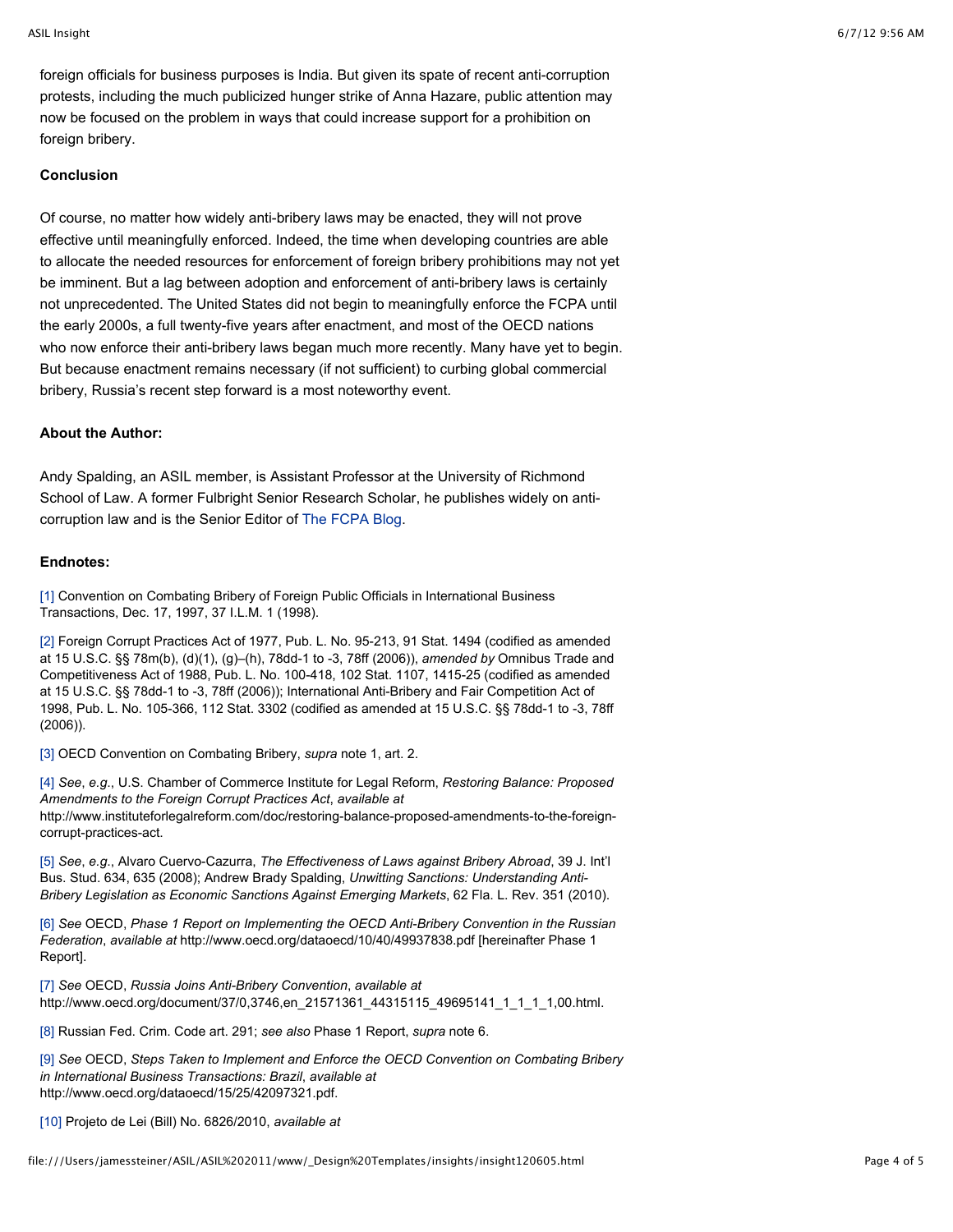foreign officials for business purposes is India. But given its spate of recent anti-corruption protests, including the much publicized hunger strike of Anna Hazare, public attention may now be focused on the problem in ways that could increase support for a prohibition on foreign bribery.

**Conclusion**

Of course, no matter how widely anti-bribery laws may be enacted, they will not prove effective until meaningfully enforced. Indeed, the time when developing countries are able to allocate the needed resources for enforcement of foreign bribery prohibitions may not yet be imminent. But a lag between adoption and enforcement of anti-bribery laws is certainly not unprecedented. The United States did not begin to meaningfully enforce the FCPA until the early 2000s, a full twenty-five years after enactment, and most of the OECD nations who now enforce their anti-bribery laws began much more recently. Many have yet to begin. But because enactment remains necessary (if not sufficient) to curbing global commercial bribery, Russia's recent step forward is a most noteworthy event.

**About the Author:**

Andy Spalding, an ASIL member, is Assistant Professor at the University of Richmond School of Law. A former Fulbright Senior Research Scholar, he publishes widely on anti-corruption law and is the Senior Editor of The FCPA Blog.

**Endnotes:**

[1] Convention on Combating Bribery of Foreign Public Officials in International Business Transactions, Dec. 17, 1997, 37 I.L.M. 1 (1998).

[2] Foreign Corrupt Practices Act of 1977, Pub. L. No. 95-213, 91 Stat. 1494 (codified as amended at 15 U.S.C. §§ 78m(b), (d)(1), (g)–(h), 78dd-1 to -3, 78ff (2006)), *amended by* Omnibus Trade and Competitiveness Act of 1988, Pub. L. No. 100-418, 102 Stat. 1107, 1415-25 (codified as amended at 15 U.S.C. §§ 78dd-1 to -3, 78ff (2006)); International Anti-Bribery and Fair Competition Act of 1998, Pub. L. No. 105-366, 112 Stat. 3302 (codified as amended at 15 U.S.C. §§ 78dd-1 to -3, 78ff (2006)).

[3] OECD Convention on Combating Bribery, *supra* note 1, art. 2.

[4] *See*, *e.g.*, U.S. Chamber of Commerce Institute for Legal Reform, *Restoring Balance: Proposed Amendments to the Foreign Corrupt Practices Act*, *available at* http://www.instituteforlegalreform.com/doc/restoring-balance-proposed-amendments-to-the-foreign-corrupt-practices-act.

[5] *See*, *e.g.*, Alvaro Cuervo-Cazurra, *The Effectiveness of Laws against Bribery Abroad*, 39 J. Int'l Bus. Stud. 634, 635 (2008); Andrew Brady Spalding, *Unwitting Sanctions: Understanding Anti-Bribery Legislation as Economic Sanctions Against Emerging Markets*, 62 Fla. L. Rev. 351 (2010).

[6] *See* OECD, *Phase 1 Report on Implementing the OECD Anti-Bribery Convention in the Russian Federation*, *available at* http://www.oecd.org/dataoecd/10/40/49937838.pdf [hereinafter Phase 1 Report].

[7] *See* OECD, *Russia Joins Anti-Bribery Convention*, *available at* http://www.oecd.org/document/37/0,3746,en_21571361_44315115_49695141_1_1_1_1,00.html.

[8] Russian Fed. Crim. Code art. 291; *see also* Phase 1 Report, *supra* note 6.

[9] *See* OECD, *Steps Taken to Implement and Enforce the OECD Convention on Combating Bribery in International Business Transactions: Brazil*, *available at* http://www.oecd.org/dataoecd/15/25/42097321.pdf.

[10] Projeto de Lei (Bill) No. 6826/2010, *available at*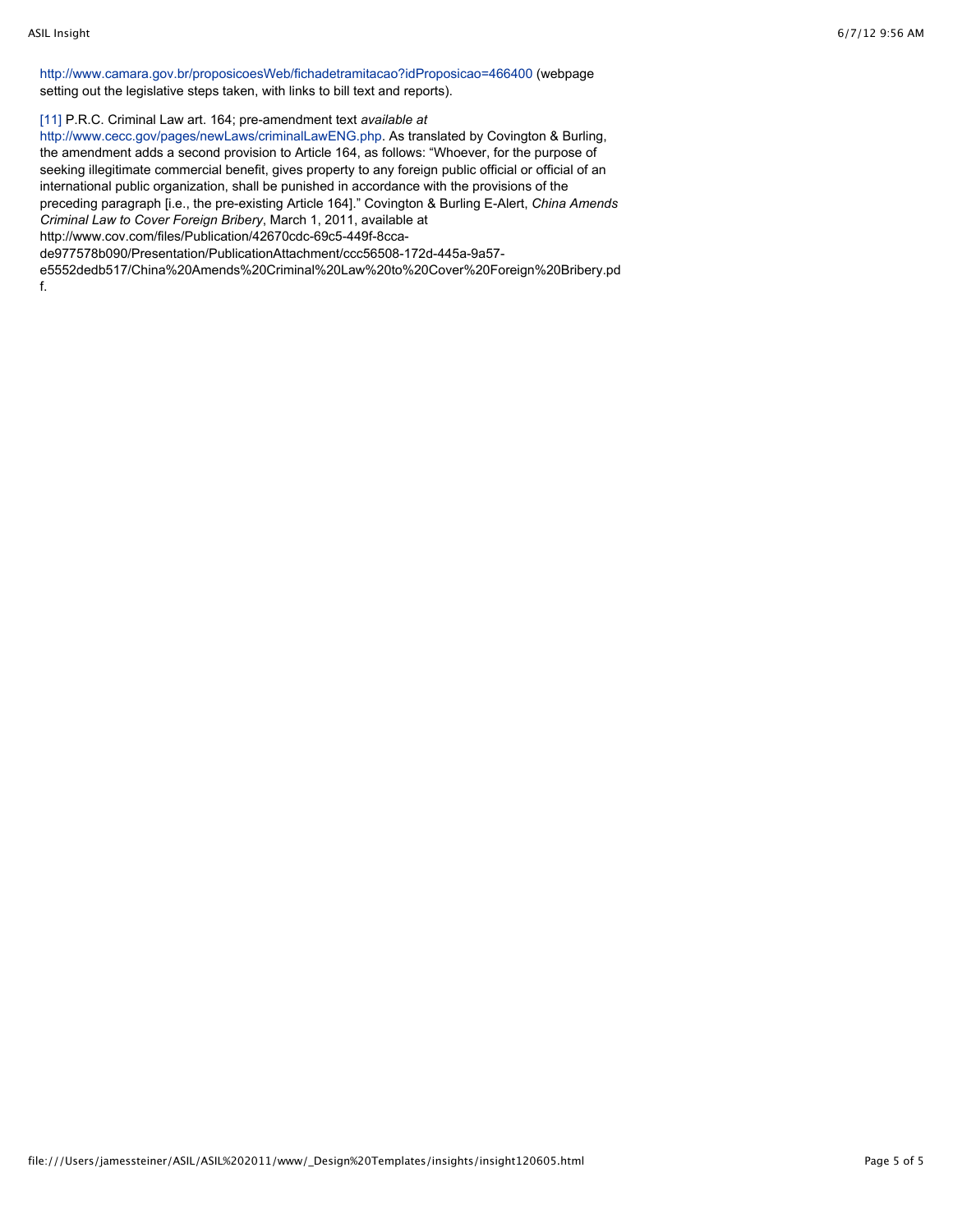http://www.camara.gov.br/proposicoesWeb/fichadetramitacao?idProposicao=466400 (webpage setting out the legislative steps taken, with links to bill text and reports).

[11] P.R.C. Criminal Law art. 164; pre-amendment text *available at* http://www.cecc.gov/pages/newLaws/criminalLawENG.php. As translated by Covington & Burling, the amendment adds a second provision to Article 164, as follows: "Whoever, for the purpose of seeking illegitimate commercial benefit, gives property to any foreign public official or official of an international public organization, shall be punished in accordance with the provisions of the preceding paragraph [i.e., the pre-existing Article 164]." Covington & Burling E-Alert, *China Amends Criminal Law to Cover Foreign Bribery*, March 1, 2011, available at http://www.cov.com/files/Publication/42670cdc-69c5-449f-8cca-de977578b090/Presentation/PublicationAttachment/ccc56508-172d-445a-9a57-e5552dedb517/China%20Amends%20Criminal%20Law%20to%20Cover%20Foreign%20Bribery.pdf.